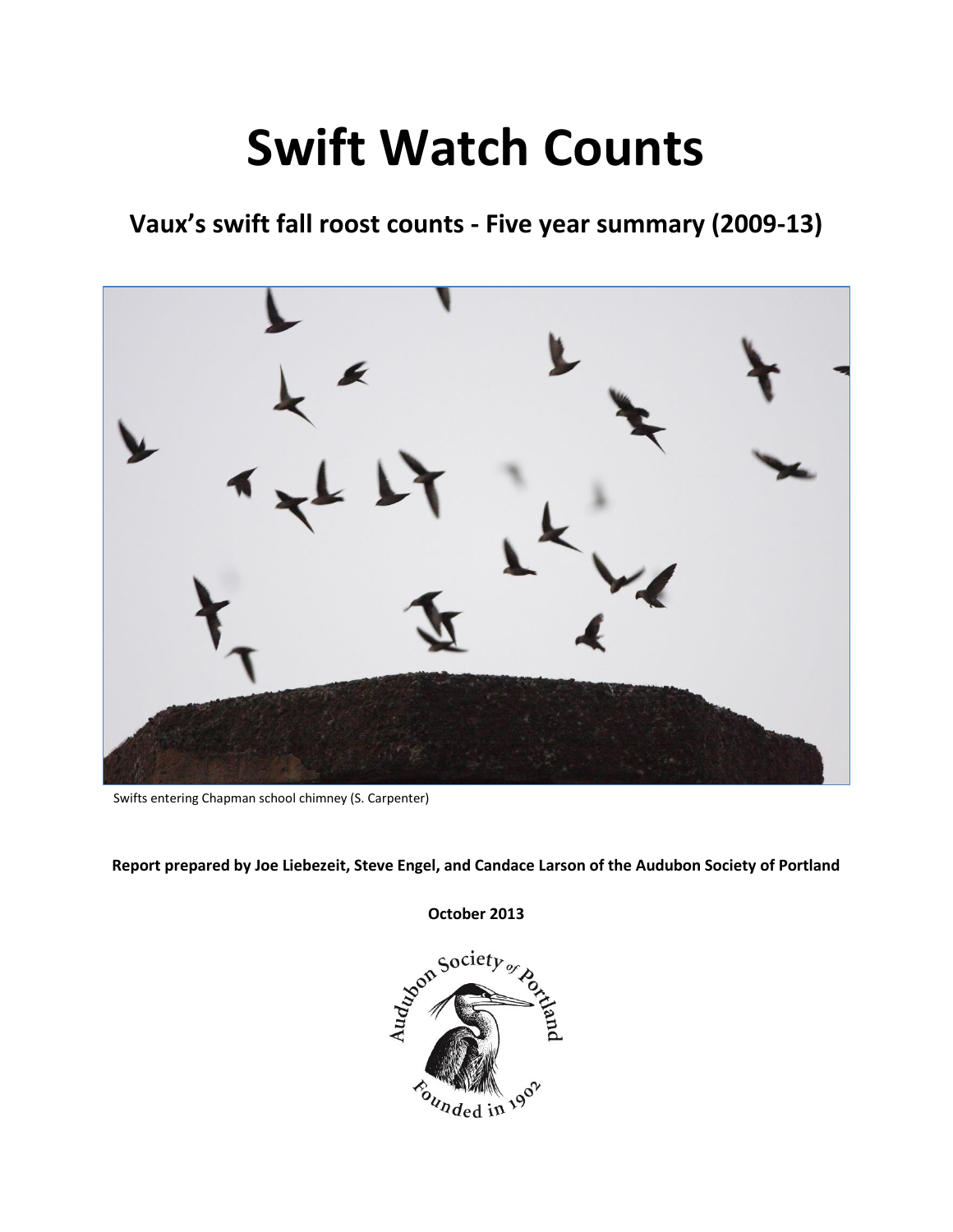# Swift Watch Counts

## Vaux's swift fall roost counts - Five year summary (2009-13)

Swifts entering Chapman school chimney (S. Carpenter)

**Report prepared by Joe Liebezeit, Steve Engel, and Candace Larson of the Audubon Society of Portland**

**October 2013**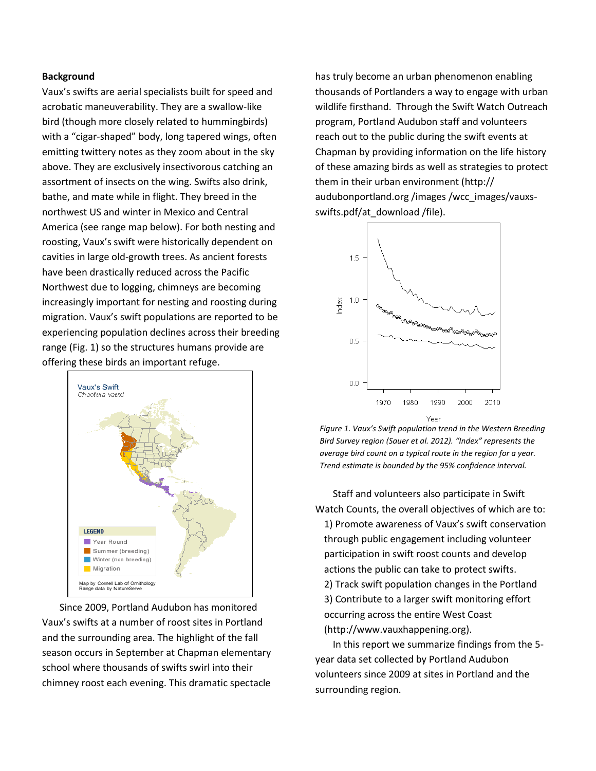**Background**

Vaux's swifts are aerial specialists built for speed and acrobatic maneuverability. They are a swallow-like bird (though more closely related to hummingbirds) with a "cigar-shaped" body, long tapered wings, often emitting twittery notes as they zoom about in the sky above. They are exclusively insectivorous catching an assortment of insects on the wing. Swifts also drink, bathe, and mate while in flight. They breed in the northwest US and winter in Mexico and Central America (see range map below). For both nesting and roosting, Vaux's swift were historically dependent on cavities in large old-growth trees. As ancient forests have been drastically reduced across the Pacific Northwest due to logging, chimneys are becoming increasingly important for nesting and roosting during migration. Vaux's swift populations are reported to be experiencing population declines across their breeding range (Fig. 1) so the structures humans provide are offering these birds an important refuge.

Since 2009, Portland Audubon has monitored Vaux's swifts at a number of roost sites in Portland and the surrounding area. The highlight of the fall season occurs in September at Chapman elementary school where thousands of swifts swirl into their chimney roost each evening. This dramatic spectacle has truly become an urban phenomenon enabling thousands of Portlanders a way to engage with urban wildlife firsthand. Through the Swift Watch Outreach program, Portland Audubon staff and volunteers reach out to the public during the swift events at Chapman by providing information on the life history of these amazing birds as well as strategies to protect them in their urban environment (http:// audubonportland.org /images /wcc_images/vauxs-swifts.pdf/at_download /file).

*Figure 1. Vaux's Swift population trend in the Western Breeding Bird Survey region (Sauer et al. 2012). "Index" represents the average bird count on a typical route in the region for a year. Trend estimate is bounded by the 95% confidence interval.*

Staff and volunteers also participate in Swift Watch Counts, the overall objectives of which are to:

1) Promote awareness of Vaux's swift conservation through public engagement including volunteer participation in swift roost counts and develop actions the public can take to protect swifts.
2) Track swift population changes in the Portland
3) Contribute to a larger swift monitoring effort occurring across the entire West Coast (http://www.vauxhappening.org).

In this report we summarize findings from the 5-year data set collected by Portland Audubon volunteers since 2009 at sites in Portland and the surrounding region.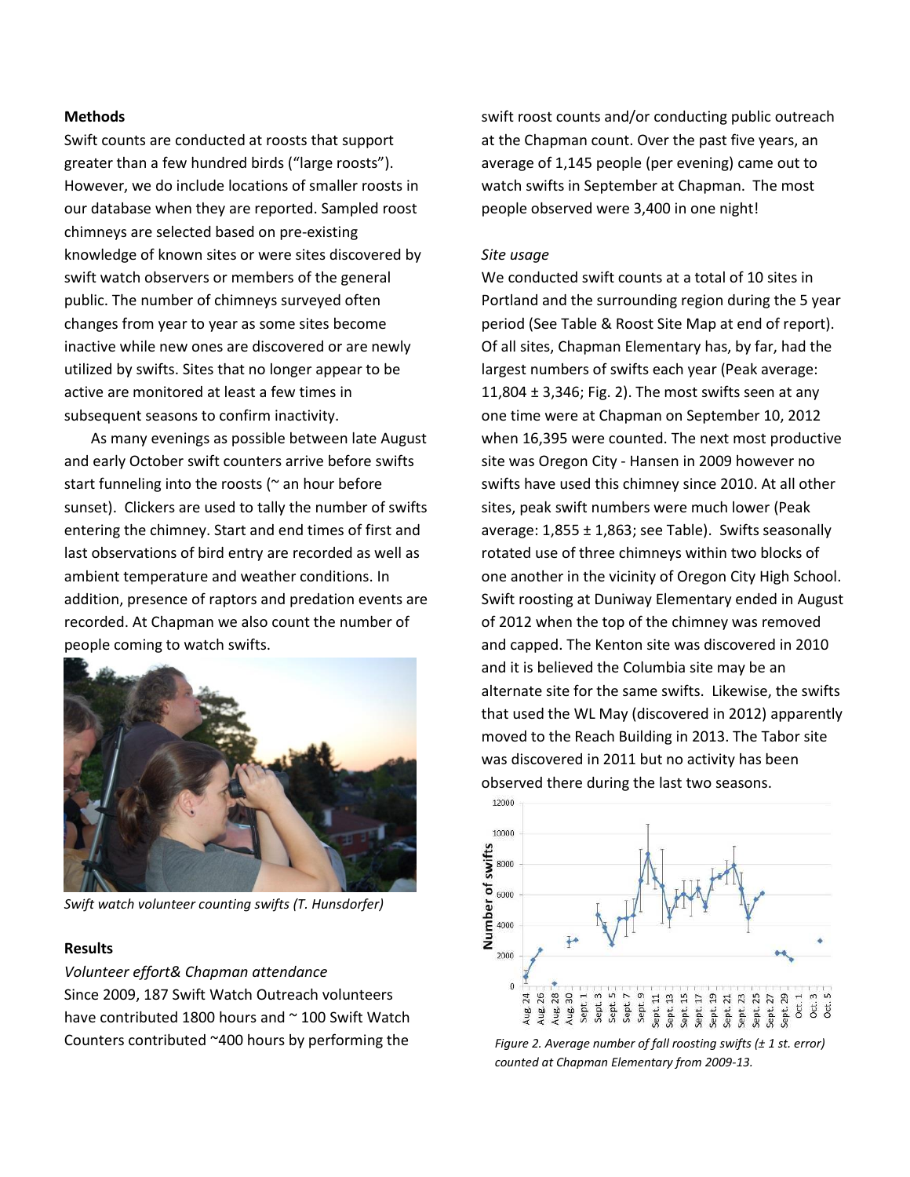### Methods

Swift counts are conducted at roosts that support greater than a few hundred birds ("large roosts"). However, we do include locations of smaller roosts in our database when they are reported. Sampled roost chimneys are selected based on pre-existing knowledge of known sites or were sites discovered by swift watch observers or members of the general public. The number of chimneys surveyed often changes from year to year as some sites become inactive while new ones are discovered or are newly utilized by swifts. Sites that no longer appear to be active are monitored at least a few times in subsequent seasons to confirm inactivity.

As many evenings as possible between late August and early October swift counters arrive before swifts start funneling into the roosts (~ an hour before sunset). Clickers are used to tally the number of swifts entering the chimney. Start and end times of first and last observations of bird entry are recorded as well as ambient temperature and weather conditions. In addition, presence of raptors and predation events are recorded. At Chapman we also count the number of people coming to watch swifts.

*Swift watch volunteer counting swifts (T. Hunsdorfer)*

### Results

*Volunteer effort& Chapman attendance*

Since 2009, 187 Swift Watch Outreach volunteers have contributed 1800 hours and ~ 100 Swift Watch Counters contributed ~400 hours by performing the swift roost counts and/or conducting public outreach at the Chapman count. Over the past five years, an average of 1,145 people (per evening) came out to watch swifts in September at Chapman. The most people observed were 3,400 in one night!

*Site usage*

We conducted swift counts at a total of 10 sites in Portland and the surrounding region during the 5 year period (See Table & Roost Site Map at end of report). Of all sites, Chapman Elementary has, by far, had the largest numbers of swifts each year (Peak average: 11,804 ± 3,346; Fig. 2). The most swifts seen at any one time were at Chapman on September 10, 2012 when 16,395 were counted. The next most productive site was Oregon City - Hansen in 2009 however no swifts have used this chimney since 2010. At all other sites, peak swift numbers were much lower (Peak average: 1,855 ± 1,863; see Table). Swifts seasonally rotated use of three chimneys within two blocks of one another in the vicinity of Oregon City High School. Swift roosting at Duniway Elementary ended in August of 2012 when the top of the chimney was removed and capped. The Kenton site was discovered in 2010 and it is believed the Columbia site may be an alternate site for the same swifts. Likewise, the swifts that used the WL May (discovered in 2012) apparently moved to the Reach Building in 2013. The Tabor site was discovered in 2011 but no activity has been observed there during the last two seasons.

*Figure 2. Average number of fall roosting swifts (± 1 st. error) counted at Chapman Elementary from 2009-13.*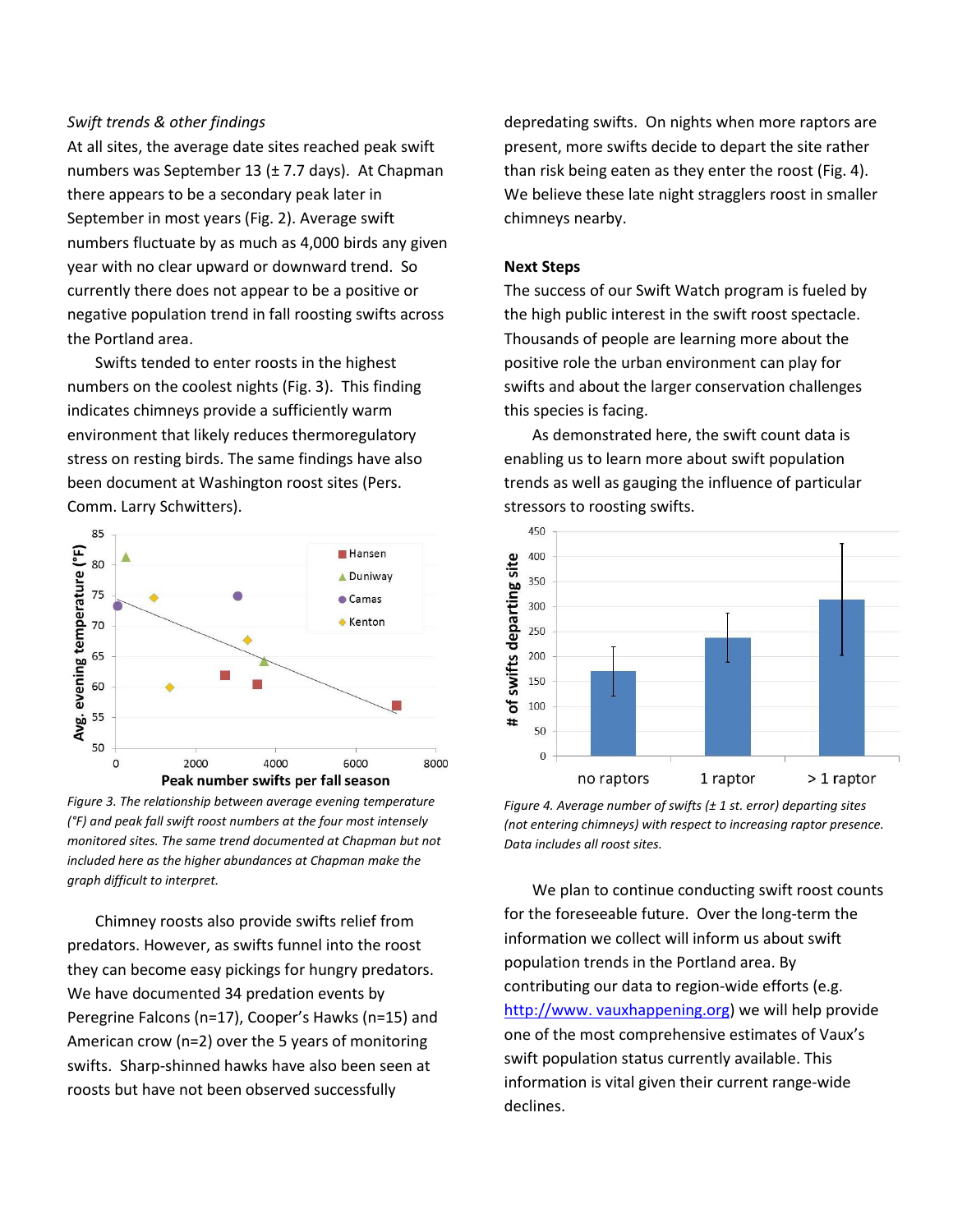*Swift trends & other findings*

At all sites, the average date sites reached peak swift numbers was September 13 (± 7.7 days). At Chapman there appears to be a secondary peak later in September in most years (Fig. 2). Average swift numbers fluctuate by as much as 4,000 birds any given year with no clear upward or downward trend. So currently there does not appear to be a positive or negative population trend in fall roosting swifts across the Portland area.

Swifts tended to enter roosts in the highest numbers on the coolest nights (Fig. 3). This finding indicates chimneys provide a sufficiently warm environment that likely reduces thermoregulatory stress on resting birds. The same findings have also been document at Washington roost sites (Pers. Comm. Larry Schwitters).

*Figure 3. The relationship between average evening temperature (°F) and peak fall swift roost numbers at the four most intensely monitored sites. The same trend documented at Chapman but not included here as the higher abundances at Chapman make the graph difficult to interpret.*

Chimney roosts also provide swifts relief from predators. However, as swifts funnel into the roost they can become easy pickings for hungry predators. We have documented 34 predation events by Peregrine Falcons (n=17), Cooper's Hawks (n=15) and American crow (n=2) over the 5 years of monitoring swifts. Sharp-shinned hawks have also been seen at roosts but have not been observed successfully depredating swifts. On nights when more raptors are present, more swifts decide to depart the site rather than risk being eaten as they enter the roost (Fig. 4). We believe these late night stragglers roost in smaller chimneys nearby.

**Next Steps**

The success of our Swift Watch program is fueled by the high public interest in the swift roost spectacle. Thousands of people are learning more about the positive role the urban environment can play for swifts and about the larger conservation challenges this species is facing.

As demonstrated here, the swift count data is enabling us to learn more about swift population trends as well as gauging the influence of particular stressors to roosting swifts.

*Figure 4. Average number of swifts (± 1 st. error) departing sites (not entering chimneys) with respect to increasing raptor presence. Data includes all roost sites.*

We plan to continue conducting swift roost counts for the foreseeable future. Over the long-term the information we collect will inform us about swift population trends in the Portland area. By contributing our data to region-wide efforts (e.g. http://www. vauxhappening.org) we will help provide one of the most comprehensive estimates of Vaux's swift population status currently available. This information is vital given their current range-wide declines.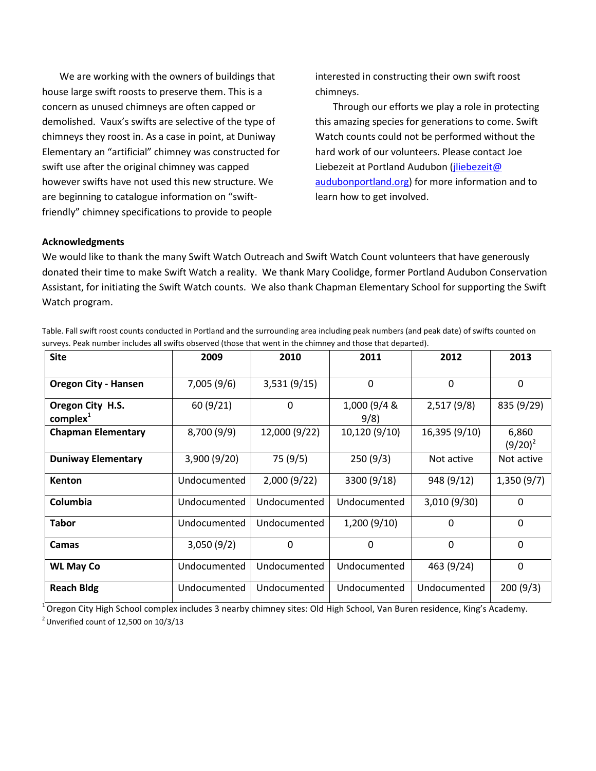We are working with the owners of buildings that house large swift roosts to preserve them. This is a concern as unused chimneys are often capped or demolished. Vaux's swifts are selective of the type of chimneys they roost in. As a case in point, at Duniway Elementary an "artificial" chimney was constructed for swift use after the original chimney was capped however swifts have not used this new structure. We are beginning to catalogue information on "swift-friendly" chimney specifications to provide to people interested in constructing their own swift roost chimneys.

Through our efforts we play a role in protecting this amazing species for generations to come. Swift Watch counts could not be performed without the hard work of our volunteers. Please contact Joe Liebezeit at Portland Audubon (jliebezeit@audubonportland.org) for more information and to learn how to get involved.

### Acknowledgments

We would like to thank the many Swift Watch Outreach and Swift Watch Count volunteers that have generously donated their time to make Swift Watch a reality. We thank Mary Coolidge, former Portland Audubon Conservation Assistant, for initiating the Swift Watch counts. We also thank Chapman Elementary School for supporting the Swift Watch program.

Table. Fall swift roost counts conducted in Portland and the surrounding area including peak numbers (and peak date) of swifts counted on surveys. Peak number includes all swifts observed (those that went in the chimney and those that departed).

| Site | 2009 | 2010 | 2011 | 2012 | 2013 |
|---|---|---|---|---|---|
| **Oregon City - Hansen** | 7,005 (9/6) | 3,531 (9/15) | 0 | 0 | 0 |
| **Oregon City H.S. complex**[1] | 60 (9/21) | 0 | 1,000 (9/4 & 9/8) | 2,517 (9/8) | 835 (9/29) |
| **Chapman Elementary** | 8,700 (9/9) | 12,000 (9/22) | 10,120 (9/10) | 16,395 (9/10) | 6,860 (9/20)[2] |
| **Duniway Elementary** | 3,900 (9/20) | 75 (9/5) | 250 (9/3) | Not active | Not active |
| **Kenton** | Undocumented | 2,000 (9/22) | 3300 (9/18) | 948 (9/12) | 1,350 (9/7) |
| **Columbia** | Undocumented | Undocumented | Undocumented | 3,010 (9/30) | 0 |
| **Tabor** | Undocumented | Undocumented | 1,200 (9/10) | 0 | 0 |
| **Camas** | 3,050 (9/2) | 0 | 0 | 0 | 0 |
| **WL May Co** | Undocumented | Undocumented | Undocumented | 463 (9/24) | 0 |
| **Reach Bldg** | Undocumented | Undocumented | Undocumented | Undocumented | 200 (9/3) |

[1] Oregon City High School complex includes 3 nearby chimney sites: Old High School, Van Buren residence, King's Academy.

[2] Unverified count of 12,500 on 10/3/13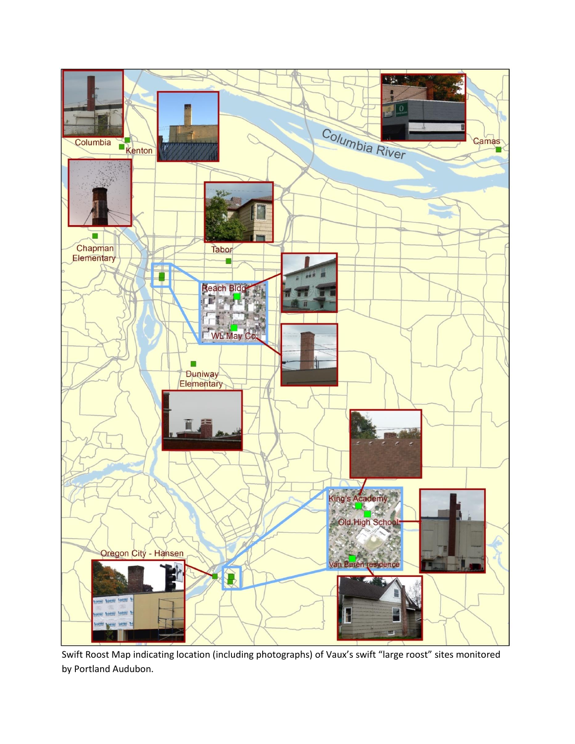Columbia

Kenton

Columbia River

Camas

Chapman Elementary

Tabor

Reach Bldg

WL May Co.

Duniway Elementary

King's Academy

Old High School

Van Buren residence

Oregon City - Hansen

Swift Roost Map indicating location (including photographs) of Vaux's swift "large roost" sites monitored by Portland Audubon.